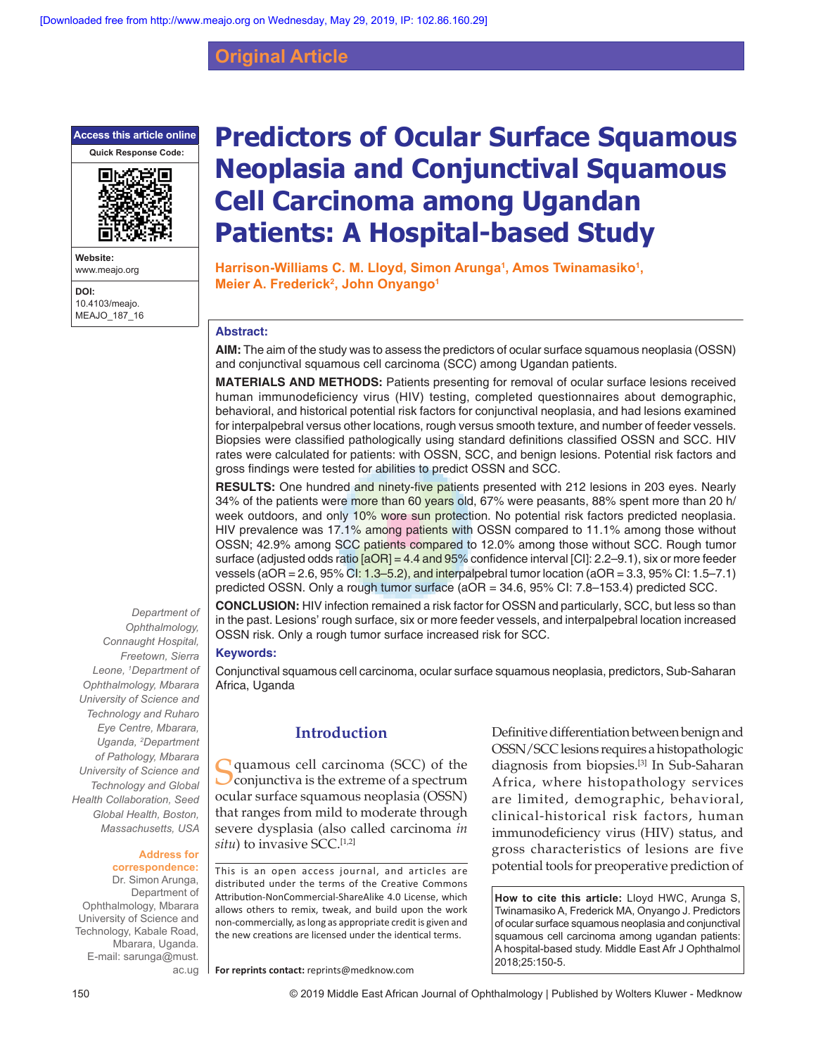Original Article

# Predictors of Ocular Surface Squamous Neoplasia and Conjunctival Squamous Cell Carcinoma among Ugandan Patients: A Hospital-based Study

**Harrison-Williams C. M. Lloyd, Simon Arunga[1], Amos Twinamasiko[1], Meier A. Frederick[2], John Onyango[1]**

Access this article online

Quick Response Code:

Website: www.meajo.org

DOI: 10.4103/meajo.MEAJO_187_16

## Abstract:

**AIM:** The aim of the study was to assess the predictors of ocular surface squamous neoplasia (OSSN) and conjunctival squamous cell carcinoma (SCC) among Ugandan patients.

**MATERIALS AND METHODS:** Patients presenting for removal of ocular surface lesions received human immunodeficiency virus (HIV) testing, completed questionnaires about demographic, behavioral, and historical potential risk factors for conjunctival neoplasia, and had lesions examined for interpalpebral versus other locations, rough versus smooth texture, and number of feeder vessels. Biopsies were classified pathologically using standard definitions classified OSSN and SCC. HIV rates were calculated for patients: with OSSN, SCC, and benign lesions. Potential risk factors and gross findings were tested for abilities to predict OSSN and SCC.

**RESULTS:** One hundred and ninety-five patients presented with 212 lesions in 203 eyes. Nearly 34% of the patients were more than 60 years old, 67% were peasants, 88% spent more than 20 h/week outdoors, and only 10% wore sun protection. No potential risk factors predicted neoplasia. HIV prevalence was 17.1% among patients with OSSN compared to 11.1% among those without OSSN; 42.9% among SCC patients compared to 12.0% among those without SCC. Rough tumor surface (adjusted odds ratio [aOR] = 4.4 and 95% confidence interval [CI]: 2.2–9.1), six or more feeder vessels (aOR = 2.6, 95% CI: 1.3–5.2), and interpalpebral tumor location (aOR = 3.3, 95% CI: 1.5–7.1) predicted OSSN. Only a rough tumor surface (aOR = 34.6, 95% CI: 7.8–153.4) predicted SCC.

**CONCLUSION:** HIV infection remained a risk factor for OSSN and particularly, SCC, but less so than in the past. Lesions' rough surface, six or more feeder vessels, and interpalpebral location increased OSSN risk. Only a rough tumor surface increased risk for SCC.

### Keywords:

Conjunctival squamous cell carcinoma, ocular surface squamous neoplasia, predictors, Sub-Saharan Africa, Uganda

Department of Ophthalmology, Connaught Hospital, Freetown, Sierra Leone, [1]Department of Ophthalmology, Mbarara University of Science and Technology and Ruharo Eye Centre, Mbarara, Uganda, [2]Department of Pathology, Mbarara University of Science and Technology and Global Health Collaboration, Seed Global Health, Boston, Massachusetts, USA

**Address for correspondence:**
Dr. Simon Arunga, Department of Ophthalmology, Mbarara University of Science and Technology, Kabale Road, Mbarara, Uganda.
E-mail: sarunga@must.ac.ug

## Introduction

Squamous cell carcinoma (SCC) of the conjunctiva is the extreme of a spectrum ocular surface squamous neoplasia (OSSN) that ranges from mild to moderate through severe dysplasia (also called carcinoma *in situ*) to invasive SCC.[1,2]

Definitive differentiation between benign and OSSN/SCC lesions requires a histopathologic diagnosis from biopsies.[3] In Sub-Saharan Africa, where histopathology services are limited, demographic, behavioral, clinical-historical risk factors, human immunodeficiency virus (HIV) status, and gross characteristics of lesions are five potential tools for preoperative prediction of

This is an open access journal, and articles are distributed under the terms of the Creative Commons Attribution-NonCommercial-ShareAlike 4.0 License, which allows others to remix, tweak, and build upon the work non-commercially, as long as appropriate credit is given and the new creations are licensed under the identical terms.

**For reprints contact:** reprints@medknow.com

**How to cite this article:** Lloyd HWC, Arunga S, Twinamasiko A, Frederick MA, Onyango J. Predictors of ocular surface squamous neoplasia and conjunctival squamous cell carcinoma among ugandan patients: A hospital-based study. Middle East Afr J Ophthalmol 2018;25:150-5.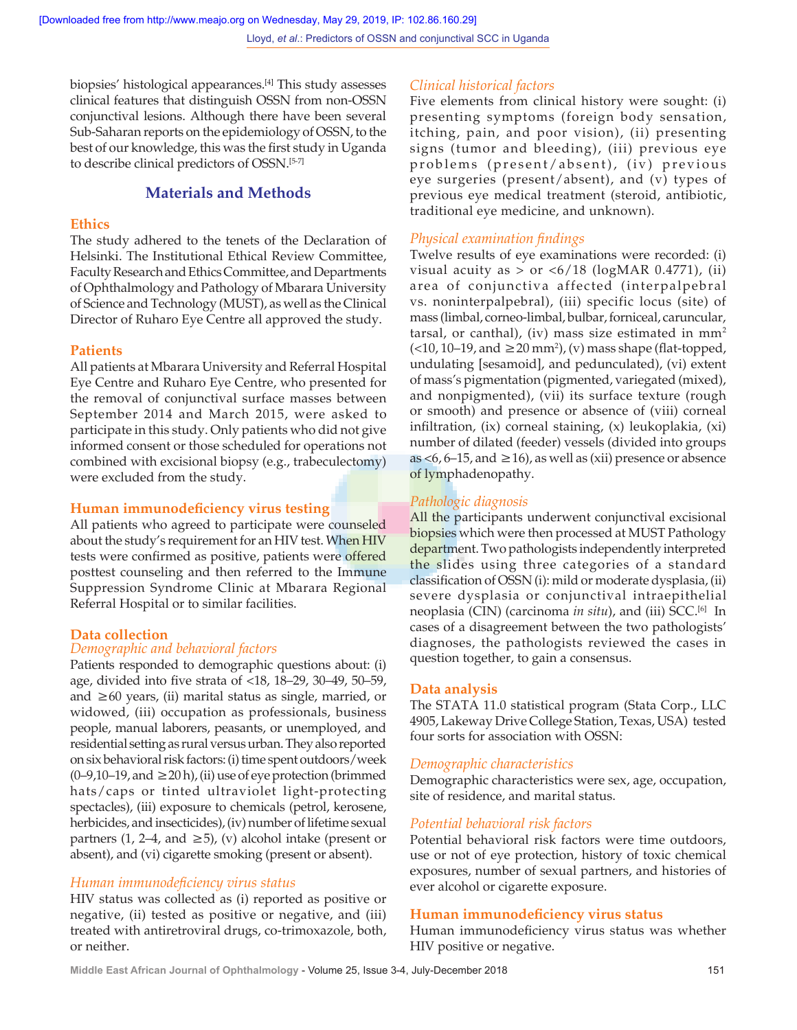biopsies' histological appearances.[4] This study assesses clinical features that distinguish OSSN from non-OSSN conjunctival lesions. Although there have been several Sub-Saharan reports on the epidemiology of OSSN, to the best of our knowledge, this was the first study in Uganda to describe clinical predictors of OSSN.[5-7]

## Materials and Methods

### Ethics

The study adhered to the tenets of the Declaration of Helsinki. The Institutional Ethical Review Committee, Faculty Research and Ethics Committee, and Departments of Ophthalmology and Pathology of Mbarara University of Science and Technology (MUST), as well as the Clinical Director of Ruharo Eye Centre all approved the study.

### Patients

All patients at Mbarara University and Referral Hospital Eye Centre and Ruharo Eye Centre, who presented for the removal of conjunctival surface masses between September 2014 and March 2015, were asked to participate in this study. Only patients who did not give informed consent or those scheduled for operations not combined with excisional biopsy (e.g., trabeculectomy) were excluded from the study.

### Human immunodeficiency virus testing

All patients who agreed to participate were counseled about the study's requirement for an HIV test. When HIV tests were confirmed as positive, patients were offered posttest counseling and then referred to the Immune Suppression Syndrome Clinic at Mbarara Regional Referral Hospital or to similar facilities.

### Data collection

#### *Demographic and behavioral factors*

Patients responded to demographic questions about: (i) age, divided into five strata of <18, 18–29, 30–49, 50–59, and ≥60 years, (ii) marital status as single, married, or widowed, (iii) occupation as professionals, business people, manual laborers, peasants, or unemployed, and residential setting as rural versus urban. They also reported on six behavioral risk factors: (i) time spent outdoors/week (0–9,10–19, and ≥20 h), (ii) use of eye protection (brimmed hats/caps or tinted ultraviolet light-protecting spectacles), (iii) exposure to chemicals (petrol, kerosene, herbicides, and insecticides), (iv) number of lifetime sexual partners (1, 2–4, and ≥5), (v) alcohol intake (present or absent), and (vi) cigarette smoking (present or absent).

#### *Human immunodeficiency virus status*

HIV status was collected as (i) reported as positive or negative, (ii) tested as positive or negative, and (iii) treated with antiretroviral drugs, co-trimoxazole, both, or neither.

#### *Clinical historical factors*

Five elements from clinical history were sought: (i) presenting symptoms (foreign body sensation, itching, pain, and poor vision), (ii) presenting signs (tumor and bleeding), (iii) previous eye problems (present/absent), (iv) previous eye surgeries (present/absent), and (v) types of previous eye medical treatment (steroid, antibiotic, traditional eye medicine, and unknown).

#### *Physical examination findings*

Twelve results of eye examinations were recorded: (i) visual acuity as > or <6/18 (logMAR 0.4771), (ii) area of conjunctiva affected (interpalpebral vs. noninterpalpebral), (iii) specific locus (site) of mass (limbal, corneo-limbal, bulbar, forniceal, caruncular, tarsal, or canthal), (iv) mass size estimated in $mm^2$ (<10, 10–19, and ≥20 $mm^2$), (v) mass shape (flat-topped, undulating [sesamoid], and pedunculated), (vi) extent of mass's pigmentation (pigmented, variegated (mixed), and nonpigmented), (vii) its surface texture (rough or smooth) and presence or absence of (viii) corneal infiltration, (ix) corneal staining, (x) leukoplakia, (xi) number of dilated (feeder) vessels (divided into groups as <6, 6–15, and ≥16), as well as (xii) presence or absence of lymphadenopathy.

#### *Pathologic diagnosis*

All the participants underwent conjunctival excisional biopsies which were then processed at MUST Pathology department. Two pathologists independently interpreted the slides using three categories of a standard classification of OSSN (i): mild or moderate dysplasia, (ii) severe dysplasia or conjunctival intraepithelial neoplasia (CIN) (carcinoma *in situ*), and (iii) SCC.[6] In cases of a disagreement between the two pathologists' diagnoses, the pathologists reviewed the cases in question together, to gain a consensus.

### Data analysis

The STATA 11.0 statistical program (Stata Corp., LLC 4905, Lakeway Drive College Station, Texas, USA) tested four sorts for association with OSSN:

#### *Demographic characteristics*

Demographic characteristics were sex, age, occupation, site of residence, and marital status.

#### *Potential behavioral risk factors*

Potential behavioral risk factors were time outdoors, use or not of eye protection, history of toxic chemical exposures, number of sexual partners, and histories of ever alcohol or cigarette exposure.

### Human immunodeficiency virus status

Human immunodeficiency virus status was whether HIV positive or negative.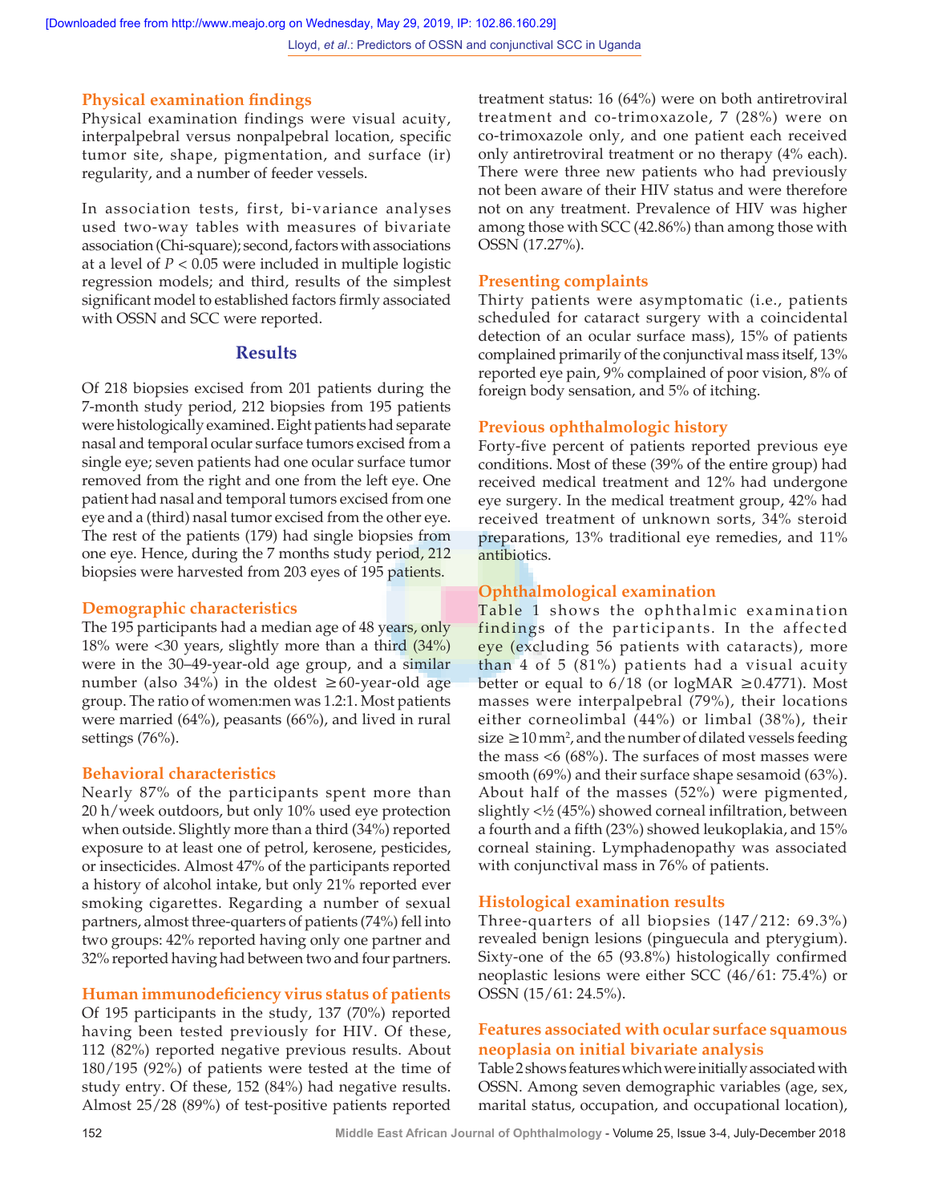### Physical examination findings

Physical examination findings were visual acuity, interpalpebral versus nonpalpebral location, specific tumor site, shape, pigmentation, and surface (ir) regularity, and a number of feeder vessels.

In association tests, first, bi-variance analyses used two-way tables with measures of bivariate association (Chi-square); second, factors with associations at a level of $P < 0.05$ were included in multiple logistic regression models; and third, results of the simplest significant model to established factors firmly associated with OSSN and SCC were reported.

## Results

Of 218 biopsies excised from 201 patients during the 7-month study period, 212 biopsies from 195 patients were histologically examined. Eight patients had separate nasal and temporal ocular surface tumors excised from a single eye; seven patients had one ocular surface tumor removed from the right and one from the left eye. One patient had nasal and temporal tumors excised from one eye and a (third) nasal tumor excised from the other eye. The rest of the patients (179) had single biopsies from one eye. Hence, during the 7 months study period, 212 biopsies were harvested from 203 eyes of 195 patients.

### Demographic characteristics

The 195 participants had a median age of 48 years, only 18% were <30 years, slightly more than a third (34%) were in the 30–49-year-old age group, and a similar number (also 34%) in the oldest ≥60-year-old age group. The ratio of women:men was 1.2:1. Most patients were married (64%), peasants (66%), and lived in rural settings (76%).

### Behavioral characteristics

Nearly 87% of the participants spent more than 20 h/week outdoors, but only 10% used eye protection when outside. Slightly more than a third (34%) reported exposure to at least one of petrol, kerosene, pesticides, or insecticides. Almost 47% of the participants reported a history of alcohol intake, but only 21% reported ever smoking cigarettes. Regarding a number of sexual partners, almost three-quarters of patients (74%) fell into two groups: 42% reported having only one partner and 32% reported having had between two and four partners.

### Human immunodeficiency virus status of patients

Of 195 participants in the study, 137 (70%) reported having been tested previously for HIV. Of these, 112 (82%) reported negative previous results. About 180/195 (92%) of patients were tested at the time of study entry. Of these, 152 (84%) had negative results. Almost 25/28 (89%) of test-positive patients reported treatment status: 16 (64%) were on both antiretroviral treatment and co-trimoxazole, 7 (28%) were on co-trimoxazole only, and one patient each received only antiretroviral treatment or no therapy (4% each). There were three new patients who had previously not been aware of their HIV status and were therefore not on any treatment. Prevalence of HIV was higher among those with SCC (42.86%) than among those with OSSN (17.27%).

### Presenting complaints

Thirty patients were asymptomatic (i.e., patients scheduled for cataract surgery with a coincidental detection of an ocular surface mass), 15% of patients complained primarily of the conjunctival mass itself, 13% reported eye pain, 9% complained of poor vision, 8% of foreign body sensation, and 5% of itching.

### Previous ophthalmologic history

Forty-five percent of patients reported previous eye conditions. Most of these (39% of the entire group) had received medical treatment and 12% had undergone eye surgery. In the medical treatment group, 42% had received treatment of unknown sorts, 34% steroid preparations, 13% traditional eye remedies, and 11% antibiotics.

### Ophthalmological examination

Table 1 shows the ophthalmic examination findings of the participants. In the affected eye (excluding 56 patients with cataracts), more than 4 of 5 (81%) patients had a visual acuity better or equal to 6/18 (or logMAR ≥0.4771). Most masses were interpalpebral (79%), their locations either corneolimbal (44%) or limbal (38%), their size ≥10 mm², and the number of dilated vessels feeding the mass <6 (68%). The surfaces of most masses were smooth (69%) and their surface shape sesamoid (63%). About half of the masses (52%) were pigmented, slightly <½ (45%) showed corneal infiltration, between a fourth and a fifth (23%) showed leukoplakia, and 15% corneal staining. Lymphadenopathy was associated with conjunctival mass in 76% of patients.

### Histological examination results

Three-quarters of all biopsies (147/212: 69.3%) revealed benign lesions (pinguecula and pterygium). Sixty-one of the 65 (93.8%) histologically confirmed neoplastic lesions were either SCC (46/61: 75.4%) or OSSN (15/61: 24.5%).

### Features associated with ocular surface squamous neoplasia on initial bivariate analysis

Table 2 shows features which were initially associated with OSSN. Among seven demographic variables (age, sex, marital status, occupation, and occupational location),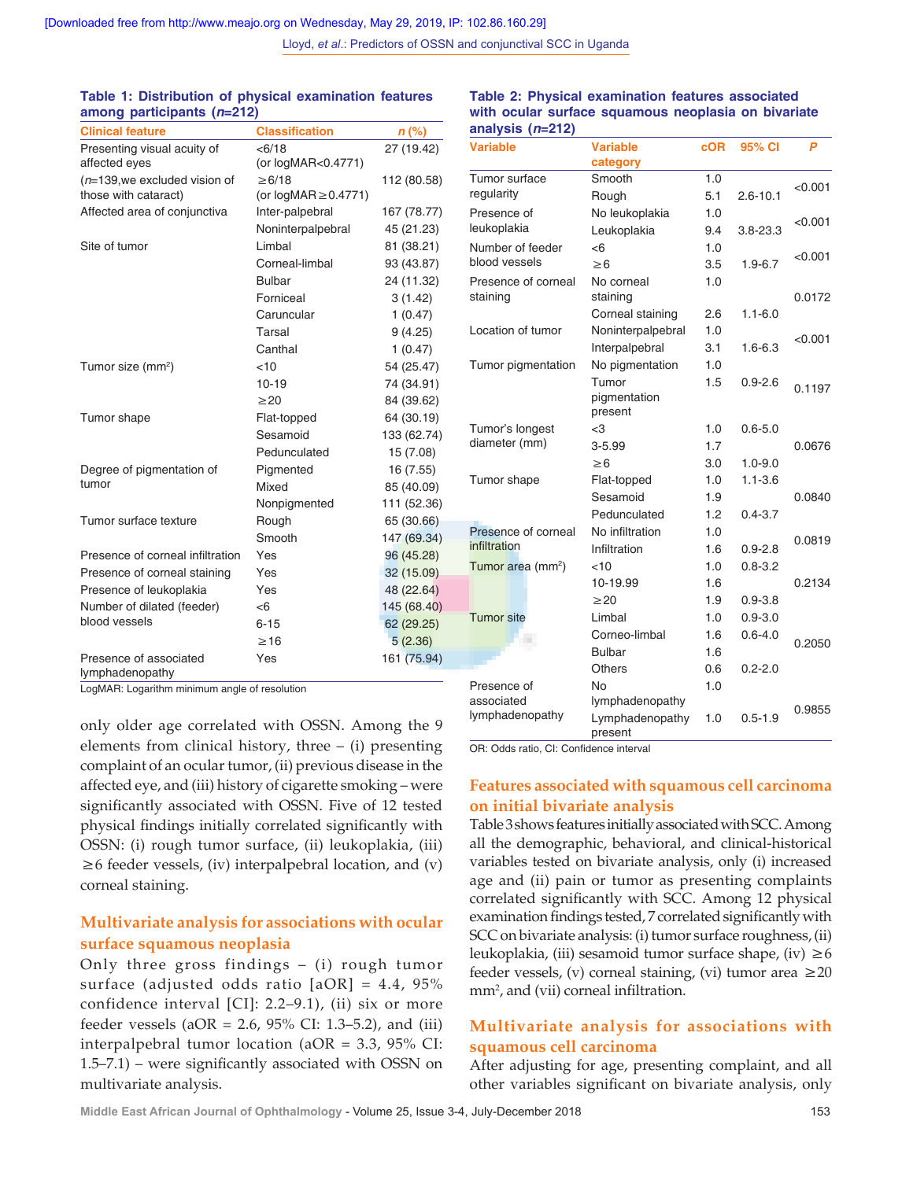**Table 1: Distribution of physical examination features among participants (*n*=212)**

| Clinical feature | Classification | *n* (%) |
|---|---|---|
| Presenting visual acuity of affected eyes | <6/18 (or logMAR<0.4771) | 27 (19.42) |
| (*n*=139,we excluded vision of those with cataract) | ≥6/18 (or logMAR≥0.4771) | 112 (80.58) |
| Affected area of conjunctiva | Inter-palpebral | 167 (78.77) |
| | Noninterpalpebral | 45 (21.23) |
| Site of tumor | Limbal | 81 (38.21) |
| | Corneal-limbal | 93 (43.87) |
| | Bulbar | 24 (11.32) |
| | Forniceal | 3 (1.42) |
| | Caruncular | 1 (0.47) |
| | Tarsal | 9 (4.25) |
| | Canthal | 1 (0.47) |
| Tumor size ($mm^2$) | <10 | 54 (25.47) |
| | 10-19 | 74 (34.91) |
| | ≥20 | 84 (39.62) |
| Tumor shape | Flat-topped | 64 (30.19) |
| | Sesamoid | 133 (62.74) |
| | Pedunculated | 15 (7.08) |
| Degree of pigmentation of tumor | Pigmented | 16 (7.55) |
| | Mixed | 85 (40.09) |
| | Nonpigmented | 111 (52.36) |
| Tumor surface texture | Rough | 65 (30.66) |
| | Smooth | 147 (69.34) |
| Presence of corneal infiltration | Yes | 96 (45.28) |
| Presence of corneal staining | Yes | 32 (15.09) |
| Presence of leukoplakia | Yes | 48 (22.64) |
| Number of dilated (feeder) blood vessels | <6 | 145 (68.40) |
| | 6-15 | 62 (29.25) |
| | ≥16 | 5 (2.36) |
| Presence of associated lymphadenopathy | Yes | 161 (75.94) |

LogMAR: Logarithm minimum angle of resolution

only older age correlated with OSSN. Among the 9 elements from clinical history, three – (i) presenting complaint of an ocular tumor, (ii) previous disease in the affected eye, and (iii) history of cigarette smoking – were significantly associated with OSSN. Five of 12 tested physical findings initially correlated significantly with OSSN: (i) rough tumor surface, (ii) leukoplakia, (iii) ≥6 feeder vessels, (iv) interpalpebral location, and (v) corneal staining.

## Multivariate analysis for associations with ocular surface squamous neoplasia

Only three gross findings – (i) rough tumor surface (adjusted odds ratio [aOR] = 4.4, 95% confidence interval [CI]: 2.2–9.1), (ii) six or more feeder vessels (aOR = 2.6, 95% CI: 1.3–5.2), and (iii) interpalpebral tumor location (aOR = 3.3, 95% CI: 1.5–7.1) – were significantly associated with OSSN on multivariate analysis.

**Table 2: Physical examination features associated with ocular surface squamous neoplasia on bivariate analysis (*n*=212)**

| Variable | Variable category | cOR | 95% CI | *P* |
|---|---|---|---|---|
| Tumor surface regularity | Smooth | 1.0 | | <0.001 |
| | Rough | 5.1 | 2.6-10.1 | |
| Presence of leukoplakia | No leukoplakia | 1.0 | | <0.001 |
| | Leukoplakia | 9.4 | 3.8-23.3 | |
| Number of feeder blood vessels | <6 | 1.0 | | <0.001 |
| | ≥6 | 3.5 | 1.9-6.7 | |
| Presence of corneal staining | No corneal staining | 1.0 | | 0.0172 |
| | Corneal staining | 2.6 | 1.1-6.0 | |
| Location of tumor | Noninterpalpebral | 1.0 | | <0.001 |
| | Interpalpebral | 3.1 | 1.6-6.3 | |
| Tumor pigmentation | No pigmentation | 1.0 | | 0.1197 |
| | Tumor pigmentation present | 1.5 | 0.9-2.6 | |
| Tumor's longest diameter (mm) | <3 | 1.0 | 0.6-5.0 | 0.0676 |
| | 3-5.99 | 1.7 | | |
| | ≥6 | 3.0 | 1.0-9.0 | |
| Tumor shape | Flat-topped | 1.0 | 1.1-3.6 | 0.0840 |
| | Sesamoid | 1.9 | | |
| | Pedunculated | 1.2 | 0.4-3.7 | |
| Presence of corneal infiltration | No infiltration | 1.0 | | 0.0819 |
| | Infiltration | 1.6 | 0.9-2.8 | |
| Tumor area ($mm^2$) | <10 | 1.0 | 0.8-3.2 | 0.2134 |
| | 10-19.99 | 1.6 | | |
| | ≥20 | 1.9 | 0.9-3.8 | |
| Tumor site | Limbal | 1.0 | 0.9-3.0 | 0.2050 |
| | Corneo-limbal | 1.6 | 0.6-4.0 | |
| | Bulbar | 1.6 | | |
| | Others | 0.6 | 0.2-2.0 | |
| Presence of associated lymphadenopathy | No lymphadenopathy | 1.0 | | 0.9855 |
| | Lymphadenopathy present | 1.0 | 0.5-1.9 | |

OR: Odds ratio, CI: Confidence interval

## Features associated with squamous cell carcinoma on initial bivariate analysis

Table 3 shows features initially associated with SCC. Among all the demographic, behavioral, and clinical-historical variables tested on bivariate analysis, only (i) increased age and (ii) pain or tumor as presenting complaints correlated significantly with SCC. Among 12 physical examination findings tested, 7 correlated significantly with SCC on bivariate analysis: (i) tumor surface roughness, (ii) leukoplakia, (iii) sesamoid tumor surface shape, (iv) ≥6 feeder vessels, (v) corneal staining, (vi) tumor area ≥20 $mm^2$, and (vii) corneal infiltration.

## Multivariate analysis for associations with squamous cell carcinoma

After adjusting for age, presenting complaint, and all other variables significant on bivariate analysis, only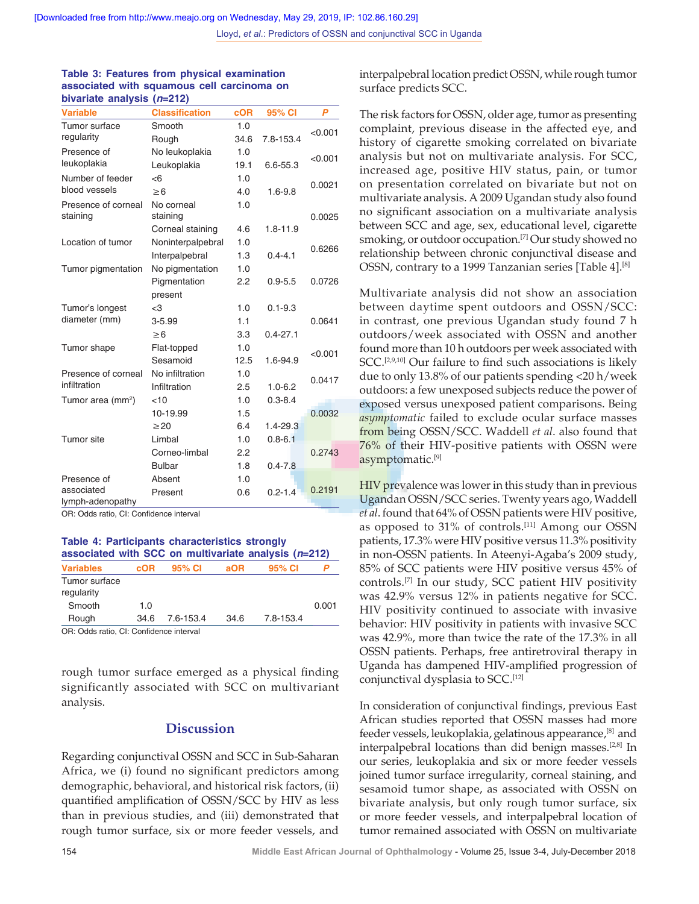**Table 3: Features from physical examination associated with squamous cell carcinoma on bivariate analysis (*n*=212)**

| Variable | Classification | cOR | 95% CI | *P* |
|---|---|---|---|---|
| Tumor surface regularity | Smooth | 1.0 | | <0.001 |
| | Rough | 34.6 | 7.8-153.4 | |
| Presence of leukoplakia | No leukoplakia | 1.0 | | <0.001 |
| | Leukoplakia | 19.1 | 6.6-55.3 | |
| Number of feeder blood vessels | <6 | 1.0 | | 0.0021 |
| | ≥6 | 4.0 | 1.6-9.8 | |
| Presence of corneal staining | No corneal staining | 1.0 | | 0.0025 |
| | Corneal staining | 4.6 | 1.8-11.9 | |
| Location of tumor | Noninterpalpebral | 1.0 | | 0.6266 |
| | Interpalpebral | 1.3 | 0.4-4.1 | |
| Tumor pigmentation | No pigmentation | 1.0 | | 0.0726 |
| | Pigmentation present | 2.2 | 0.9-5.5 | |
| Tumor's longest diameter (mm) | <3 | 1.0 | 0.1-9.3 | 0.0641 |
| | 3-5.99 | 1.1 | | |
| | ≥6 | 3.3 | 0.4-27.1 | |
| Tumor shape | Flat-topped | 1.0 | | <0.001 |
| | Sesamoid | 12.5 | 1.6-94.9 | |
| Presence of corneal infiltration | No infiltration | 1.0 | | 0.0417 |
| | Infiltration | 2.5 | 1.0-6.2 | |
| Tumor area (mm$^2$) | <10 | 1.0 | 0.3-8.4 | 0.0032 |
| | 10-19.99 | 1.5 | | |
| | ≥20 | 6.4 | 1.4-29.3 | |
| Tumor site | Limbal | 1.0 | 0.8-6.1 | 0.2743 |
| | Corneo-limbal | 2.2 | | |
| | Bulbar | 1.8 | 0.4-7.8 | |
| Presence of associated lymph-adenopathy | Absent | 1.0 | | 0.2191 |
| | Present | 0.6 | 0.2-1.4 | |

OR: Odds ratio, CI: Confidence interval

**Table 4: Participants characteristics strongly associated with SCC on multivariate analysis (*n*=212)**

| Variables | cOR | 95% CI | aOR | 95% CI | *P* |
|---|---|---|---|---|---|
| Tumor surface regularity | | | | | |
| Smooth | 1.0 | | | | 0.001 |
| Rough | 34.6 | 7.6-153.4 | 34.6 | 7.8-153.4 | |

OR: Odds ratio, CI: Confidence interval

rough tumor surface emerged as a physical finding significantly associated with SCC on multivariant analysis.

## Discussion

Regarding conjunctival OSSN and SCC in Sub-Saharan Africa, we (i) found no significant predictors among demographic, behavioral, and historical risk factors, (ii) quantified amplification of OSSN/SCC by HIV as less than in previous studies, and (iii) demonstrated that rough tumor surface, six or more feeder vessels, and interpalpebral location predict OSSN, while rough tumor surface predicts SCC.

The risk factors for OSSN, older age, tumor as presenting complaint, previous disease in the affected eye, and history of cigarette smoking correlated on bivariate analysis but not on multivariate analysis. For SCC, increased age, positive HIV status, pain, or tumor on presentation correlated on bivariate but not on multivariate analysis. A 2009 Ugandan study also found no significant association on a multivariate analysis between SCC and age, sex, educational level, cigarette smoking, or outdoor occupation.[7] Our study showed no relationship between chronic conjunctival disease and OSSN, contrary to a 1999 Tanzanian series [Table 4].[8]

Multivariate analysis did not show an association between daytime spent outdoors and OSSN/SCC: in contrast, one previous Ugandan study found 7 h outdoors/week associated with OSSN and another found more than 10 h outdoors per week associated with SCC.[2,9,10] Our failure to find such associations is likely due to only 13.8% of our patients spending <20 h/week outdoors: a few unexposed subjects reduce the power of exposed versus unexposed patient comparisons. Being *asymptomatic* failed to exclude ocular surface masses from being OSSN/SCC. Waddell *et al*. also found that 76% of their HIV-positive patients with OSSN were asymptomatic.[9]

HIV prevalence was lower in this study than in previous Ugandan OSSN/SCC series. Twenty years ago, Waddell *et al*. found that 64% of OSSN patients were HIV positive, as opposed to 31% of controls.[11] Among our OSSN patients, 17.3% were HIV positive versus 11.3% positivity in non-OSSN patients. In Ateenyi-Agaba's 2009 study, 85% of SCC patients were HIV positive versus 45% of controls.[7] In our study, SCC patient HIV positivity was 42.9% versus 12% in patients negative for SCC. HIV positivity continued to associate with invasive behavior: HIV positivity in patients with invasive SCC was 42.9%, more than twice the rate of the 17.3% in all OSSN patients. Perhaps, free antiretroviral therapy in Uganda has dampened HIV-amplified progression of conjunctival dysplasia to SCC.[12]

In consideration of conjunctival findings, previous East African studies reported that OSSN masses had more feeder vessels, leukoplakia, gelatinous appearance,[8] and interpalpebral locations than did benign masses.[2,8] In our series, leukoplakia and six or more feeder vessels joined tumor surface irregularity, corneal staining, and sesamoid tumor shape, as associated with OSSN on bivariate analysis, but only rough tumor surface, six or more feeder vessels, and interpalpebral location of tumor remained associated with OSSN on multivariate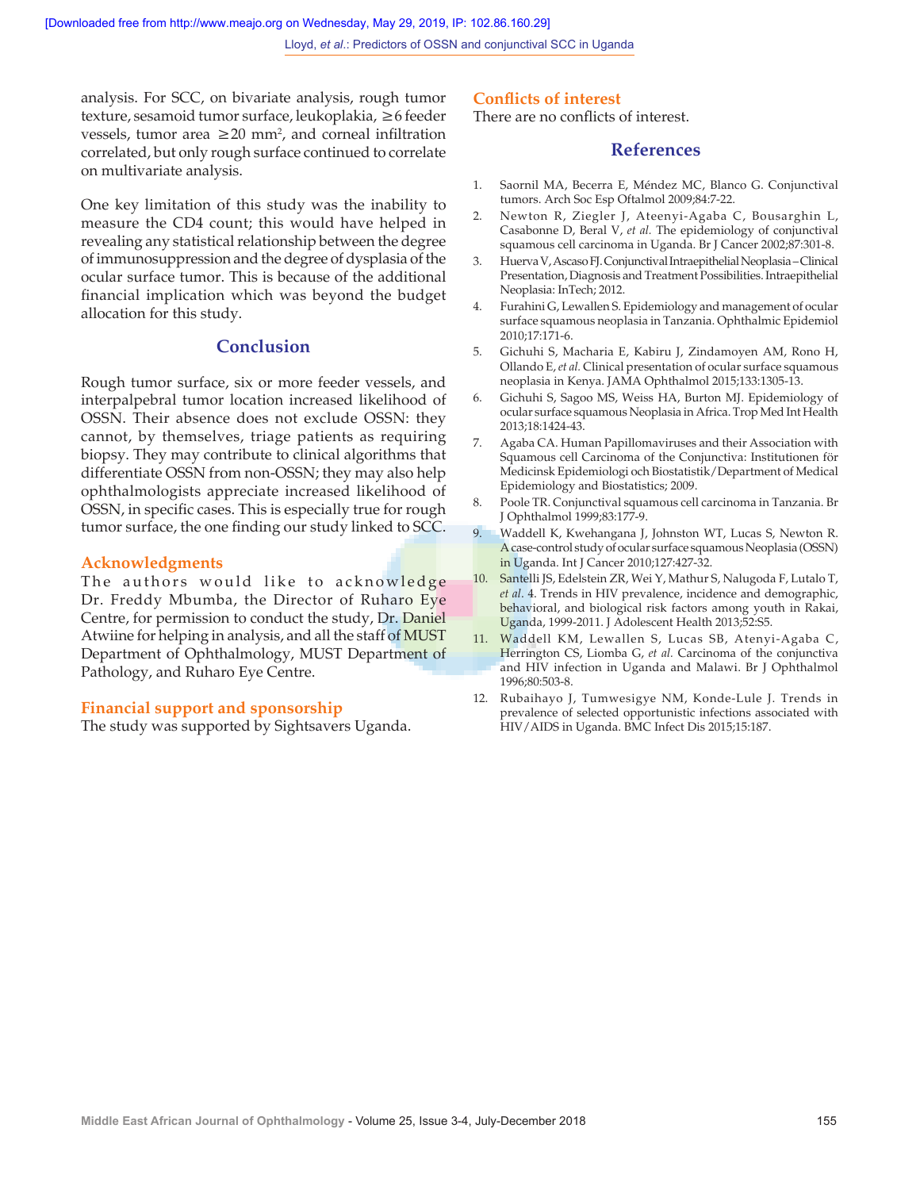analysis. For SCC, on bivariate analysis, rough tumor texture, sesamoid tumor surface, leukoplakia, ≥6 feeder vessels, tumor area ≥20 mm$^2$, and corneal infiltration correlated, but only rough surface continued to correlate on multivariate analysis.

One key limitation of this study was the inability to measure the CD4 count; this would have helped in revealing any statistical relationship between the degree of immunosuppression and the degree of dysplasia of the ocular surface tumor. This is because of the additional financial implication which was beyond the budget allocation for this study.

## Conclusion

Rough tumor surface, six or more feeder vessels, and interpalpebral tumor location increased likelihood of OSSN. Their absence does not exclude OSSN: they cannot, by themselves, triage patients as requiring biopsy. They may contribute to clinical algorithms that differentiate OSSN from non-OSSN; they may also help ophthalmologists appreciate increased likelihood of OSSN, in specific cases. This is especially true for rough tumor surface, the one finding our study linked to SCC.

### Acknowledgments

The authors would like to acknowledge Dr. Freddy Mbumba, the Director of Ruharo Eye Centre, for permission to conduct the study, Dr. Daniel Atwiine for helping in analysis, and all the staff of MUST Department of Ophthalmology, MUST Department of Pathology, and Ruharo Eye Centre.

### Financial support and sponsorship

The study was supported by Sightsavers Uganda.

### Conflicts of interest

There are no conflicts of interest.

## References

1. Saornil MA, Becerra E, Méndez MC, Blanco G. Conjunctival tumors. Arch Soc Esp Oftalmol 2009;84:7-22.
2. Newton R, Ziegler J, Ateenyi-Agaba C, Bousarghin L, Casabonne D, Beral V, *et al.* The epidemiology of conjunctival squamous cell carcinoma in Uganda. Br J Cancer 2002;87:301-8.
3. Huerva V, Ascaso FJ. Conjunctival Intraepithelial Neoplasia – Clinical Presentation, Diagnosis and Treatment Possibilities. Intraepithelial Neoplasia: InTech; 2012.
4. Furahini G, Lewallen S. Epidemiology and management of ocular surface squamous neoplasia in Tanzania. Ophthalmic Epidemiol 2010;17:171-6.
5. Gichuhi S, Macharia E, Kabiru J, Zindamoyen AM, Rono H, Ollando E, *et al.* Clinical presentation of ocular surface squamous neoplasia in Kenya. JAMA Ophthalmol 2015;133:1305-13.
6. Gichuhi S, Sagoo MS, Weiss HA, Burton MJ. Epidemiology of ocular surface squamous Neoplasia in Africa. Trop Med Int Health 2013;18:1424-43.
7. Agaba CA. Human Papillomaviruses and their Association with Squamous cell Carcinoma of the Conjunctiva: Institutionen för Medicinsk Epidemiologi och Biostatistik/Department of Medical Epidemiology and Biostatistics; 2009.
8. Poole TR. Conjunctival squamous cell carcinoma in Tanzania. Br J Ophthalmol 1999;83:177-9.
9. Waddell K, Kwehangana J, Johnston WT, Lucas S, Newton R. A case-control study of ocular surface squamous Neoplasia (OSSN) in Uganda. Int J Cancer 2010;127:427-32.
10. Santelli JS, Edelstein ZR, Wei Y, Mathur S, Nalugoda F, Lutalo T, *et al.* 4. Trends in HIV prevalence, incidence and demographic, behavioral, and biological risk factors among youth in Rakai, Uganda, 1999-2011. J Adolescent Health 2013;52:S5.
11. Waddell KM, Lewallen S, Lucas SB, Atenyi-Agaba C, Herrington CS, Liomba G, *et al.* Carcinoma of the conjunctiva and HIV infection in Uganda and Malawi. Br J Ophthalmol 1996;80:503-8.
12. Rubaihayo J, Tumwesigye NM, Konde-Lule J. Trends in prevalence of selected opportunistic infections associated with HIV/AIDS in Uganda. BMC Infect Dis 2015;15:187.